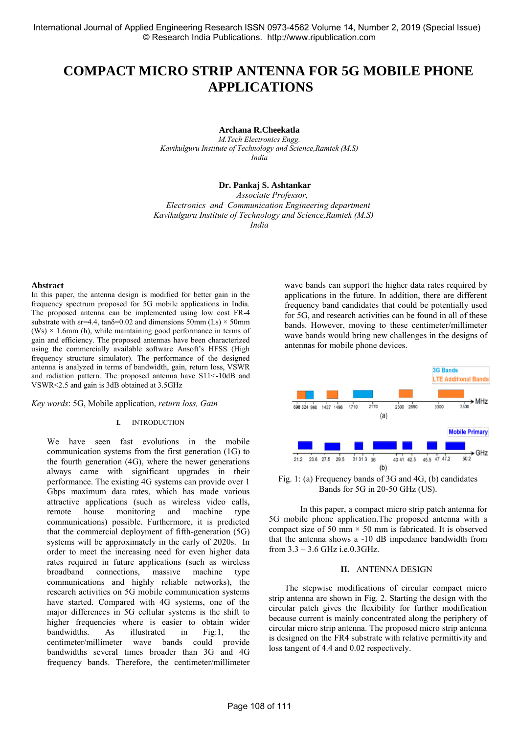# COMPACT MICRO STRIP ANTENNA FOR 5G MOBILE PHONE APPLICATIONS

**Archana R.Cheekatla**
*M.Tech Electronics Engg.*
*Kavikulguru Institute of Technology and Science,Ramtek (M.S)*
*India*

**Dr. Pankaj S. Ashtankar**
*Associate Professor,*
*Electronics and Communication Engineering department*
*Kavikulguru Institute of Technology and Science,Ramtek (M.S)*
*India*

## Abstract

In this paper, the antenna design is modified for better gain in the frequency spectrum proposed for 5G mobile applications in India. The proposed antenna can be implemented using low cost FR-4 substrate with $\varepsilon r$=4.4, $\tan\delta$=0.02 and dimensions 50mm (Ls) × 50mm (Ws) × 1.6mm (h), while maintaining good performance in terms of gain and efficiency. The proposed antennas have been characterized using the commercially available software Ansoft's HFSS (High frequency structure simulator). The performance of the designed antenna is analyzed in terms of bandwidth, gain, return loss, VSWR and radiation pattern. The proposed antenna have S11<-10dB and VSWR<2.5 and gain is 3dB obtained at 3.5GHz

*Key words*: 5G, Mobile application, *return loss, Gain*

## I. INTRODUCTION

We have seen fast evolutions in the mobile communication systems from the first generation (1G) to the fourth generation (4G), where the newer generations always came with significant upgrades in their performance. The existing 4G systems can provide over 1 Gbps maximum data rates, which has made various attractive applications (such as wireless video calls, remote house monitoring and machine type communications) possible. Furthermore, it is predicted that the commercial deployment of fifth-generation (5G) systems will be approximately in the early of 2020s. In order to meet the increasing need for even higher data rates required in future applications (such as wireless broadband connections, massive machine type communications and highly reliable networks), the research activities on 5G mobile communication systems have started. Compared with 4G systems, one of the major differences in 5G cellular systems is the shift to higher frequencies where is easier to obtain wider bandwidths. As illustrated in Fig:1, the centimeter/millimeter wave bands could provide bandwidths several times broader than 3G and 4G frequency bands. Therefore, the centimeter/millimeter wave bands can support the higher data rates required by applications in the future. In addition, there are different frequency band candidates that could be potentially used for 5G, and research activities can be found in all of these bands. However, moving to these centimeter/millimeter wave bands would bring new challenges in the designs of antennas for mobile phone devices.

Fig. 1: (a) Frequency bands of 3G and 4G, (b) candidates Bands for 5G in 20-50 GHz (US).

In this paper, a compact micro strip patch antenna for 5G mobile phone application.The proposed antenna with a compact size of 50 mm × 50 mm is fabricated. It is observed that the antenna shows a -10 dB impedance bandwidth from from 3.3 – 3.6 GHz i.e.0.3GHz.

## II. ANTENNA DESIGN

The stepwise modifications of circular compact micro strip antenna are shown in Fig. 2. Starting the design with the circular patch gives the flexibility for further modification because current is mainly concentrated along the periphery of circular micro strip antenna. The proposed micro strip antenna is designed on the FR4 substrate with relative permittivity and loss tangent of 4.4 and 0.02 respectively.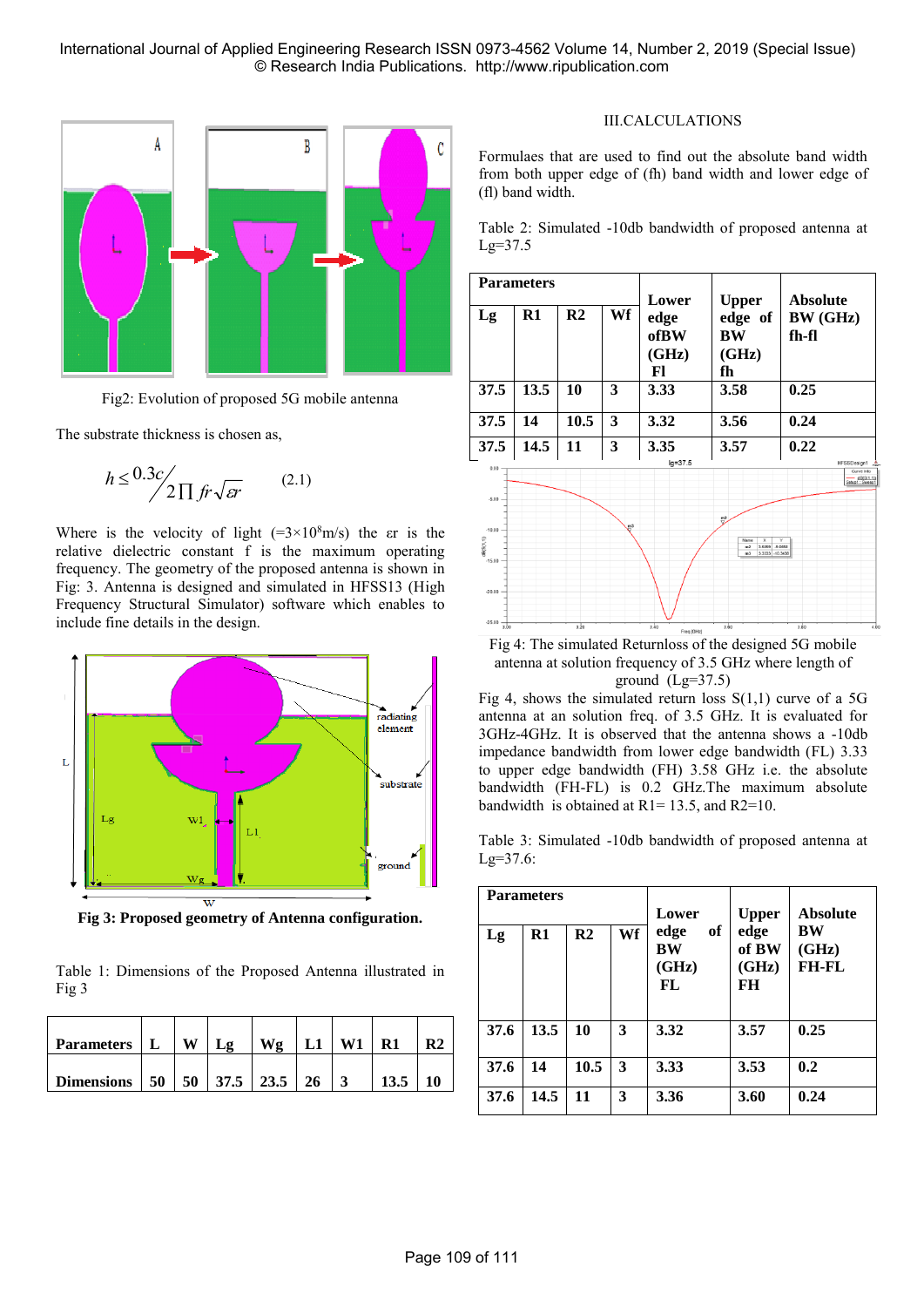Fig2: Evolution of proposed 5G mobile antenna

The substrate thickness is chosen as,

$$h \leq \frac{0.3c}{2\prod fr\sqrt{\varepsilon r}} \qquad (2.1)$$

Where is the velocity of light ($=3\times10^8$m/s) the εr is the relative dielectric constant f is the maximum operating frequency. The geometry of the proposed antenna is shown in Fig: 3. Antenna is designed and simulated in HFSS13 (High Frequency Structural Simulator) software which enables to include fine details in the design.

**Fig 3: Proposed geometry of Antenna configuration.**

Table 1: Dimensions of the Proposed Antenna illustrated in Fig 3

| **Parameters** | **L** | **W** | **Lg** | **Wg** | **L1** | **W1** | **R1** | **R2** |
|---|---|---|---|---|---|---|---|---|
| **Dimensions** | **50** | **50** | **37.5** | **23.5** | **26** | **3** | **13.5** | **10** |

## III.CALCULATIONS

Formulaes that are used to find out the absolute band width from both upper edge of (fh) band width and lower edge of (fl) band width.

Table 2: Simulated -10db bandwidth of proposed antenna at Lg=37.5

| **Parameters** | | | | **Lower edge ofBW (GHz) Fl** | **Upper edge of BW (GHz) fh** | **Absolute BW (GHz) fh-fl** |
|---|---|---|---|---|---|---|
| **Lg** | **R1** | **R2** | **Wf** | | | |
| **37.5** | **13.5** | **10** | **3** | **3.33** | **3.58** | **0.25** |
| **37.5** | **14** | **10.5** | **3** | **3.32** | **3.56** | **0.24** |
| **37.5** | **14.5** | **11** | **3** | **3.35** | **3.57** | **0.22** |

Fig 4: The simulated Returnloss of the designed 5G mobile antenna at solution frequency of 3.5 GHz where length of ground (Lg=37.5)

Fig 4, shows the simulated return loss S(1,1) curve of a 5G antenna at an solution freq. of 3.5 GHz. It is evaluated for 3GHz-4GHz. It is observed that the antenna shows a -10db impedance bandwidth from lower edge bandwidth (FL) 3.33 to upper edge bandwidth (FH) 3.58 GHz i.e. the absolute bandwidth (FH-FL) is 0.2 GHz.The maximum absolute bandwidth is obtained at R1= 13.5, and R2=10.

Table 3: Simulated -10db bandwidth of proposed antenna at Lg=37.6:

| **Parameters** | | | | **Lower edge of BW (GHz) FL** | **Upper edge of BW (GHz) FH** | **Absolute BW (GHz) FH-FL** |
|---|---|---|---|---|---|---|
| **Lg** | **R1** | **R2** | **Wf** | | | |
| **37.6** | **13.5** | **10** | **3** | **3.32** | **3.57** | **0.25** |
| **37.6** | **14** | **10.5** | **3** | **3.33** | **3.53** | **0.2** |
| **37.6** | **14.5** | **11** | **3** | **3.36** | **3.60** | **0.24** |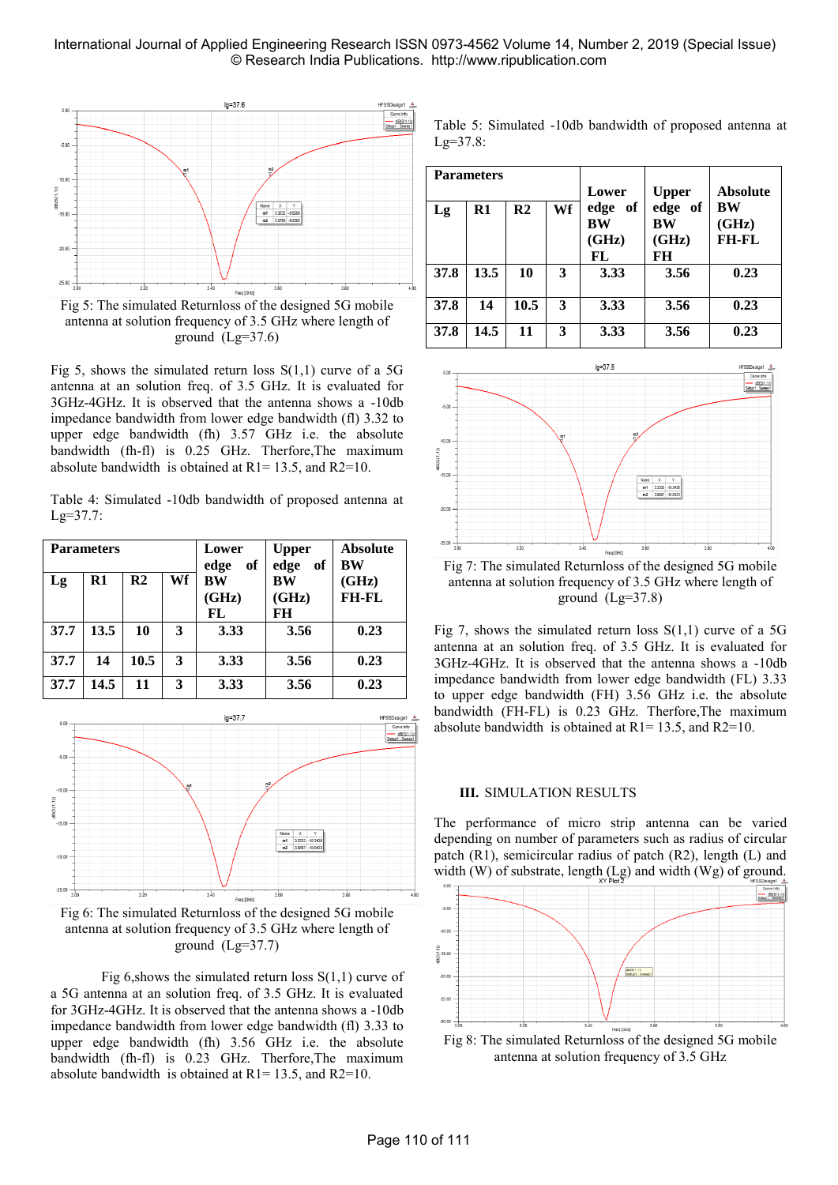Fig 5: The simulated Returnloss of the designed 5G mobile antenna at solution frequency of 3.5 GHz where length of ground (Lg=37.6)

Fig 5, shows the simulated return loss S(1,1) curve of a 5G antenna at an solution freq. of 3.5 GHz. It is evaluated for 3GHz-4GHz. It is observed that the antenna shows a -10db impedance bandwidth from lower edge bandwidth (fl) 3.32 to upper edge bandwidth (fh) 3.57 GHz i.e. the absolute bandwidth (fh-fl) is 0.25 GHz. Therfore,The maximum absolute bandwidth is obtained at R1= 13.5, and R2=10.

Table 4: Simulated -10db bandwidth of proposed antenna at Lg=37.7:

| Parameters | | | | Lower edge of BW (GHz) FL | Upper edge of BW (GHz) FH | Absolute BW (GHz) FH-FL |
|---|---|---|---|---|---|---|
| Lg | R1 | R2 | Wf | | | |
| 37.7 | 13.5 | 10 | 3 | 3.33 | 3.56 | 0.23 |
| 37.7 | 14 | 10.5 | 3 | 3.33 | 3.56 | 0.23 |
| 37.7 | 14.5 | 11 | 3 | 3.33 | 3.56 | 0.23 |

Fig 6: The simulated Returnloss of the designed 5G mobile antenna at solution frequency of 3.5 GHz where length of ground (Lg=37.7)

Fig 6,shows the simulated return loss S(1,1) curve of a 5G antenna at an solution freq. of 3.5 GHz. It is evaluated for 3GHz-4GHz. It is observed that the antenna shows a -10db impedance bandwidth from lower edge bandwidth (fl) 3.33 to upper edge bandwidth (fh) 3.56 GHz i.e. the absolute bandwidth (fh-fl) is 0.23 GHz. Therfore,The maximum absolute bandwidth is obtained at R1= 13.5, and R2=10.

Table 5: Simulated -10db bandwidth of proposed antenna at Lg=37.8:

| Parameters | | | | Lower edge of BW (GHz) FL | Upper edge of BW (GHz) FH | Absolute BW (GHz) FH-FL |
|---|---|---|---|---|---|---|
| Lg | R1 | R2 | Wf | | | |
| 37.8 | 13.5 | 10 | 3 | 3.33 | 3.56 | 0.23 |
| 37.8 | 14 | 10.5 | 3 | 3.33 | 3.56 | 0.23 |
| 37.8 | 14.5 | 11 | 3 | 3.33 | 3.56 | 0.23 |

Fig 7: The simulated Returnloss of the designed 5G mobile antenna at solution frequency of 3.5 GHz where length of ground (Lg=37.8)

Fig 7, shows the simulated return loss S(1,1) curve of a 5G antenna at an solution freq. of 3.5 GHz. It is evaluated for 3GHz-4GHz. It is observed that the antenna shows a -10db impedance bandwidth from lower edge bandwidth (FL) 3.33 to upper edge bandwidth (FH) 3.56 GHz i.e. the absolute bandwidth (FH-FL) is 0.23 GHz. Therfore,The maximum absolute bandwidth is obtained at R1= 13.5, and R2=10.

## III. SIMULATION RESULTS

The performance of micro strip antenna can be varied depending on number of parameters such as radius of circular patch (R1), semicircular radius of patch (R2), length (L) and width (W) of substrate, length (Lg) and width (Wg) of ground.

Fig 8: The simulated Returnloss of the designed 5G mobile antenna at solution frequency of 3.5 GHz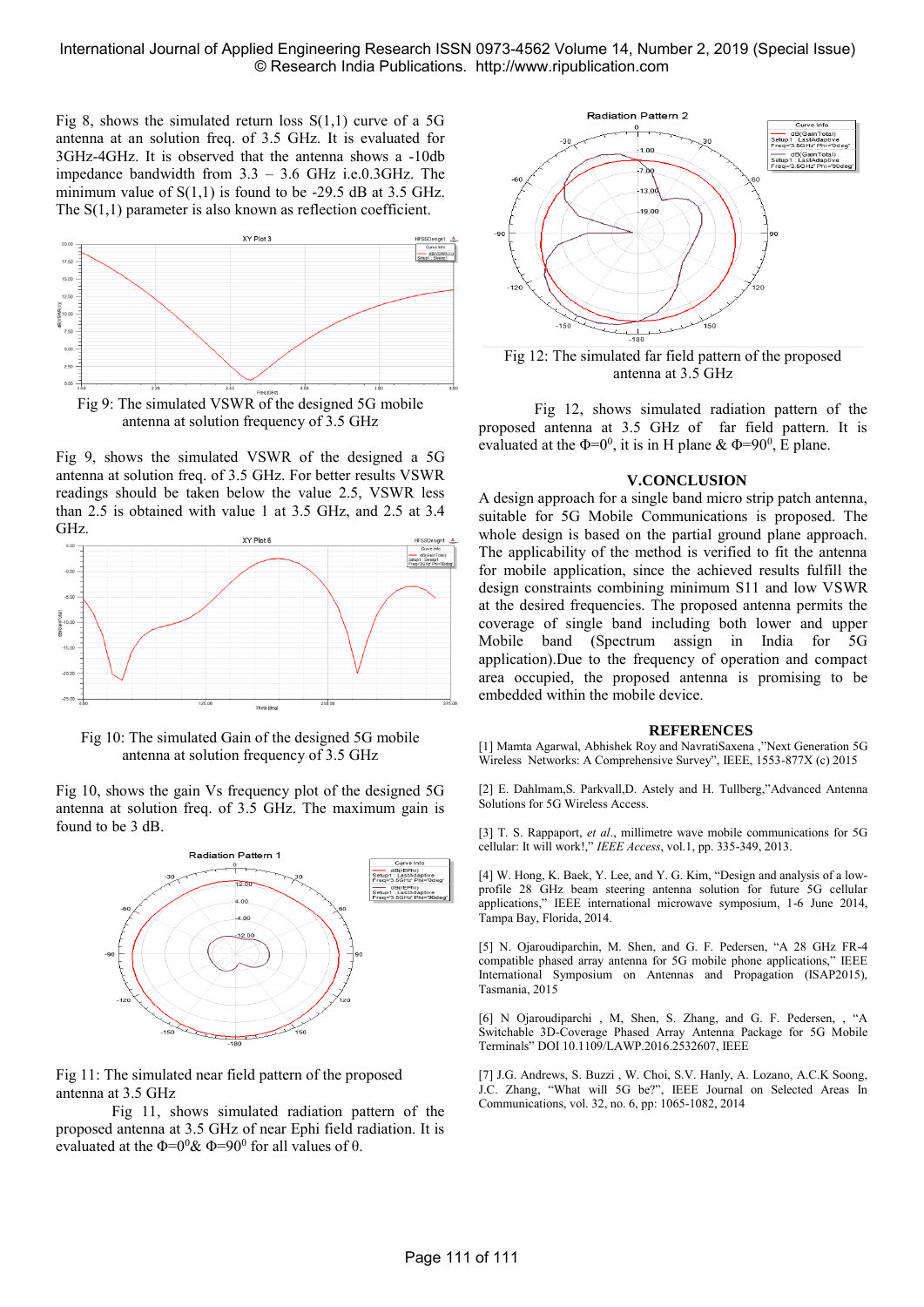Fig 8, shows the simulated return loss S(1,1) curve of a 5G antenna at an solution freq. of 3.5 GHz. It is evaluated for 3GHz-4GHz. It is observed that the antenna shows a -10db impedance bandwidth from 3.3 – 3.6 GHz i.e.0.3GHz. The minimum value of S(1,1) is found to be -29.5 dB at 3.5 GHz. The S(1,1) parameter is also known as reflection coefficient.

XY Plot 3

Fig 9: The simulated VSWR of the designed 5G mobile antenna at solution frequency of 3.5 GHz

Fig 9, shows the simulated VSWR of the designed a 5G antenna at solution freq. of 3.5 GHz. For better results VSWR readings should be taken below the value 2.5, VSWR less than 2.5 is obtained with value 1 at 3.5 GHz, and 2.5 at 3.4 GHz.

XY Plot 6

Fig 10: The simulated Gain of the designed 5G mobile antenna at solution frequency of 3.5 GHz

Fig 10, shows the gain Vs frequency plot of the designed 5G antenna at solution freq. of 3.5 GHz. The maximum gain is found to be 3 dB.

Radiation Pattern 1

Fig 11: The simulated near field pattern of the proposed antenna at 3.5 GHz

Fig 11, shows simulated radiation pattern of the proposed antenna at 3.5 GHz of near Ephi field radiation. It is evaluated at the $\Phi=0^0$& $\Phi=90^0$ for all values of θ.

Radiation Pattern 2

Fig 12: The simulated far field pattern of the proposed antenna at 3.5 GHz

Fig 12, shows simulated radiation pattern of the proposed antenna at 3.5 GHz of far field pattern. It is evaluated at the $\Phi=0^0$, it is in H plane & $\Phi=90^0$, E plane.

## V.CONCLUSION

A design approach for a single band micro strip patch antenna, suitable for 5G Mobile Communications is proposed. The whole design is based on the partial ground plane approach. The applicability of the method is verified to fit the antenna for mobile application, since the achieved results fulfill the design constraints combining minimum S11 and low VSWR at the desired frequencies. The proposed antenna permits the coverage of single band including both lower and upper Mobile band (Spectrum assign in India for 5G application).Due to the frequency of operation and compact area occupied, the proposed antenna is promising to be embedded within the mobile device.

## REFERENCES

[1] Mamta Agarwal, Abhishek Roy and NavratiSaxena ,"Next Generation 5G Wireless Networks: A Comprehensive Survey", IEEE, 1553-877X (c) 2015

[2] E. Dahlmam,S. Parkvall,D. Astely and H. Tullberg,"Advanced Antenna Solutions for 5G Wireless Access.

[3] T. S. Rappaport, *et al*., millimetre wave mobile communications for 5G cellular: It will work!," *IEEE Access*, vol.1, pp. 335-349, 2013.

[4] W. Hong, K. Baek, Y. Lee, and Y. G. Kim, "Design and analysis of a low-profile 28 GHz beam steering antenna solution for future 5G cellular applications," IEEE international microwave symposium, 1-6 June 2014, Tampa Bay, Florida, 2014.

[5] N. Ojaroudiparchin, M. Shen, and G. F. Pedersen, "A 28 GHz FR-4 compatible phased array antenna for 5G mobile phone applications," IEEE International Symposium on Antennas and Propagation (ISAP2015), Tasmania, 2015

[6] N Ojaroudiparchi , M, Shen, S. Zhang, and G. F. Pedersen, , "A Switchable 3D-Coverage Phased Array Antenna Package for 5G Mobile Terminals" DOI 10.1109/LAWP.2016.2532607, IEEE

[7] J.G. Andrews, S. Buzzi , W. Choi, S.V. Hanly, A. Lozano, A.C.K Soong, J.C. Zhang, "What will 5G be?", IEEE Journal on Selected Areas In Communications, vol. 32, no. 6, pp: 1065-1082, 2014